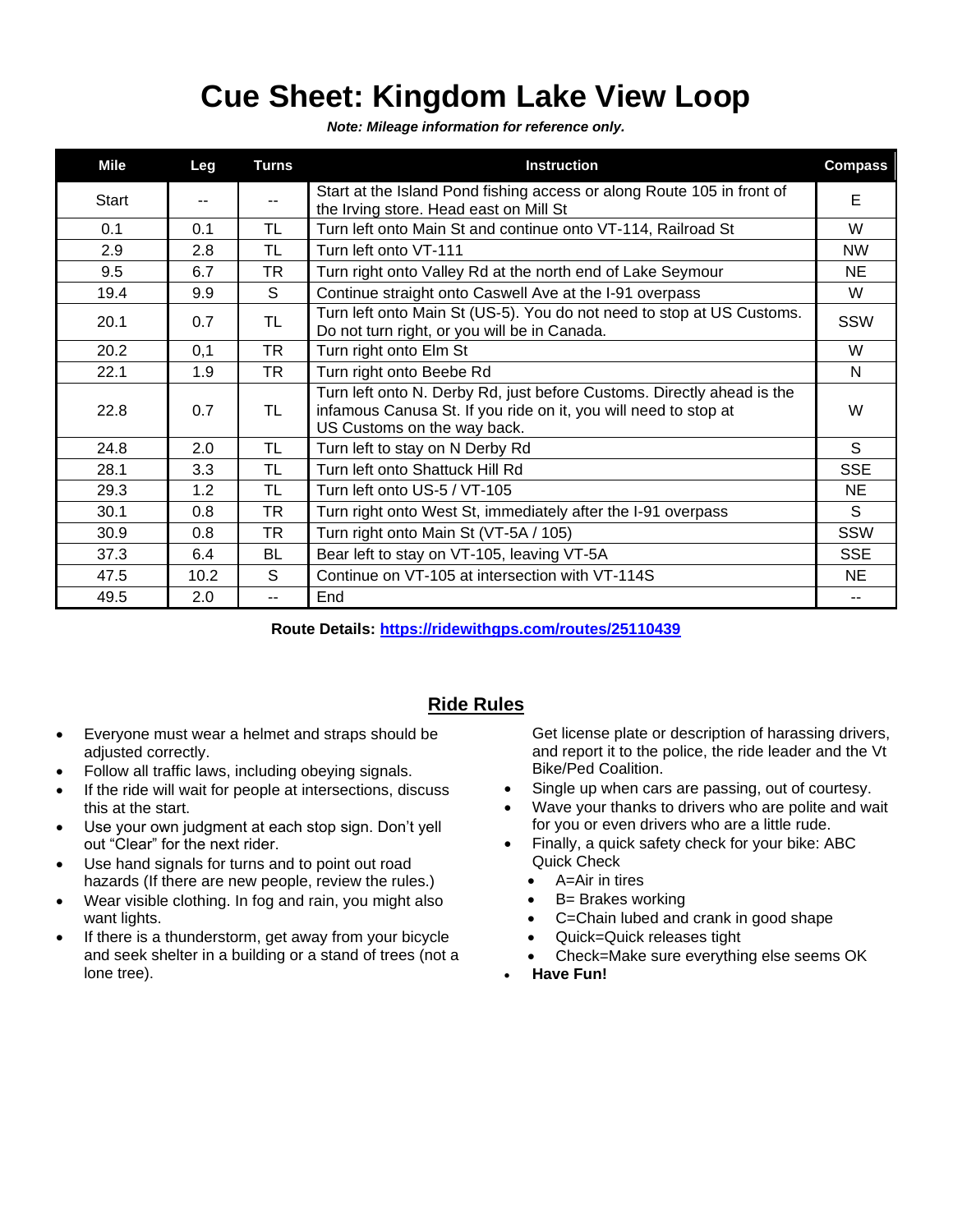# Cue Sheet: Kingdom Lake View Loop

***Note: Mileage information for reference only.***

| Mile | Leg | Turns | Instruction | Compass |
|---|---|---|---|---|
| Start | -- | -- | Start at the Island Pond fishing access or along Route 105 in front of the Irving store. Head east on Mill St | E |
| 0.1 | 0.1 | TL | Turn left onto Main St and continue onto VT-114, Railroad St | W |
| 2.9 | 2.8 | TL | Turn left onto VT-111 | NW |
| 9.5 | 6.7 | TR | Turn right onto Valley Rd at the north end of Lake Seymour | NE |
| 19.4 | 9.9 | S | Continue straight onto Caswell Ave at the I-91 overpass | W |
| 20.1 | 0.7 | TL | Turn left onto Main St (US-5). You do not need to stop at US Customs. Do not turn right, or you will be in Canada. | SSW |
| 20.2 | 0,1 | TR | Turn right onto Elm St | W |
| 22.1 | 1.9 | TR | Turn right onto Beebe Rd | N |
| 22.8 | 0.7 | TL | Turn left onto N. Derby Rd, just before Customs. Directly ahead is the infamous Canusa St. If you ride on it, you will need to stop at US Customs on the way back. | W |
| 24.8 | 2.0 | TL | Turn left to stay on N Derby Rd | S |
| 28.1 | 3.3 | TL | Turn left onto Shattuck Hill Rd | SSE |
| 29.3 | 1.2 | TL | Turn left onto US-5 / VT-105 | NE |
| 30.1 | 0.8 | TR | Turn right onto West St, immediately after the I-91 overpass | S |
| 30.9 | 0.8 | TR | Turn right onto Main St (VT-5A / 105) | SSW |
| 37.3 | 6.4 | BL | Bear left to stay on VT-105, leaving VT-5A | SSE |
| 47.5 | 10.2 | S | Continue on VT-105 at intersection with VT-114S | NE |
| 49.5 | 2.0 | -- | End | -- |

**Route Details: [https://ridewithgps.com/routes/25110439](https://ridewithgps.com/routes/25110439)**

## Ride Rules

- Everyone must wear a helmet and straps should be adjusted correctly.
- Follow all traffic laws, including obeying signals.
- If the ride will wait for people at intersections, discuss this at the start.
- Use your own judgment at each stop sign. Don't yell out "Clear" for the next rider.
- Use hand signals for turns and to point out road hazards (If there are new people, review the rules.)
- Wear visible clothing. In fog and rain, you might also want lights.
- If there is a thunderstorm, get away from your bicycle and seek shelter in a building or a stand of trees (not a lone tree).
- Get license plate or description of harassing drivers, and report it to the police, the ride leader and the Vt Bike/Ped Coalition.
- Single up when cars are passing, out of courtesy.
- Wave your thanks to drivers who are polite and wait for you or even drivers who are a little rude.
- Finally, a quick safety check for your bike: ABC Quick Check
  - A=Air in tires
  - B= Brakes working
  - C=Chain lubed and crank in good shape
  - Quick=Quick releases tight
  - Check=Make sure everything else seems OK
- **Have Fun!**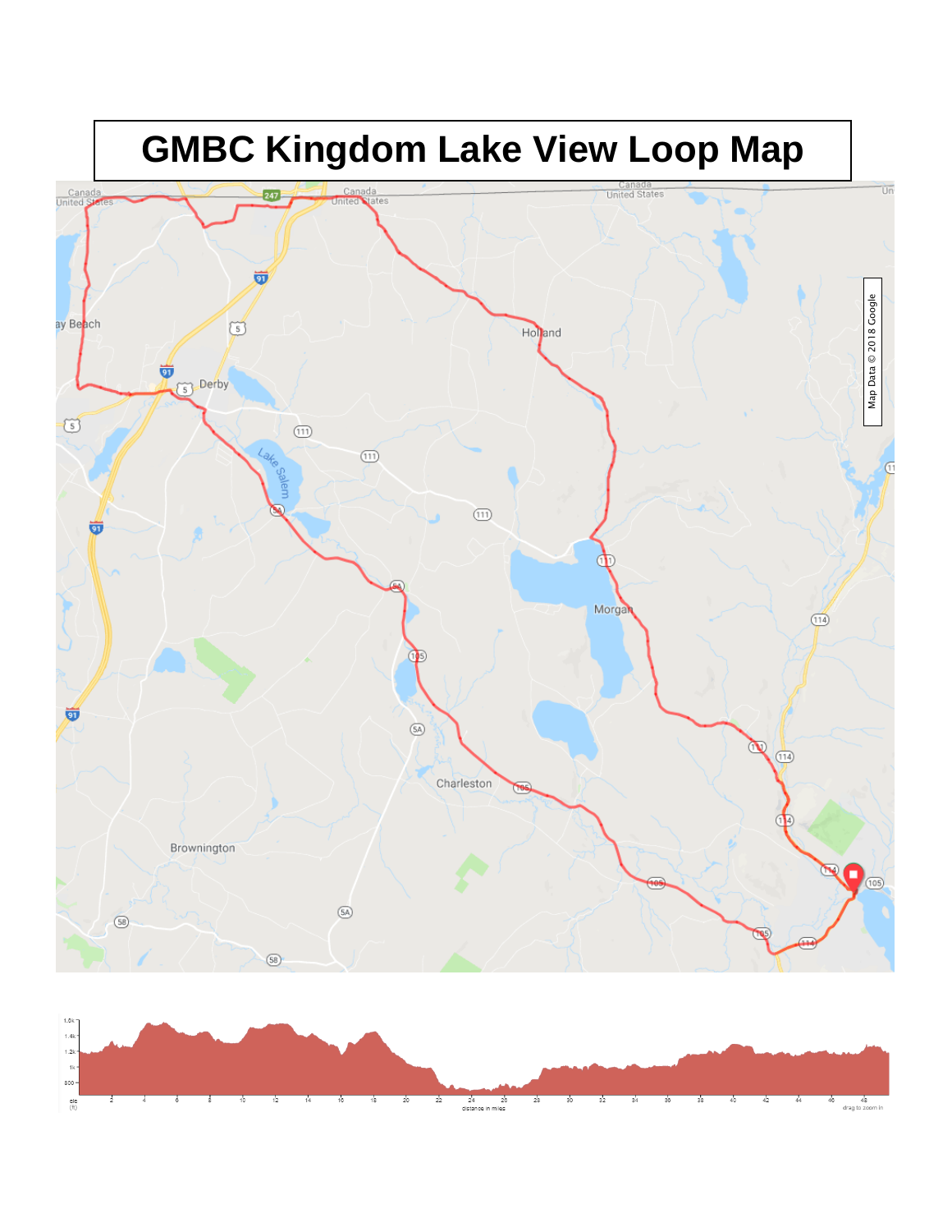# GMBC Kingdom Lake View Loop Map

Map Data © 2018 Google

Canada
United States
Canada
United States
Canada
United States
247
91
5
Holland
ay Beach
91
5
Derby
5
111
Lake Salem
111
111
5A
91
111
5A
Morgan
114
105
5A
91
111
114
Charleston
105
114
Brownington
114
105
105
58
5A
105
114
58

1.6k
1.4k
1.2k
1k
800
ele (ft)
2
4
6
8
10
12
14
16
18
20
22
24
26
28
30
32
34
36
38
40
42
44
46
48
distance in miles
drag to zoom in